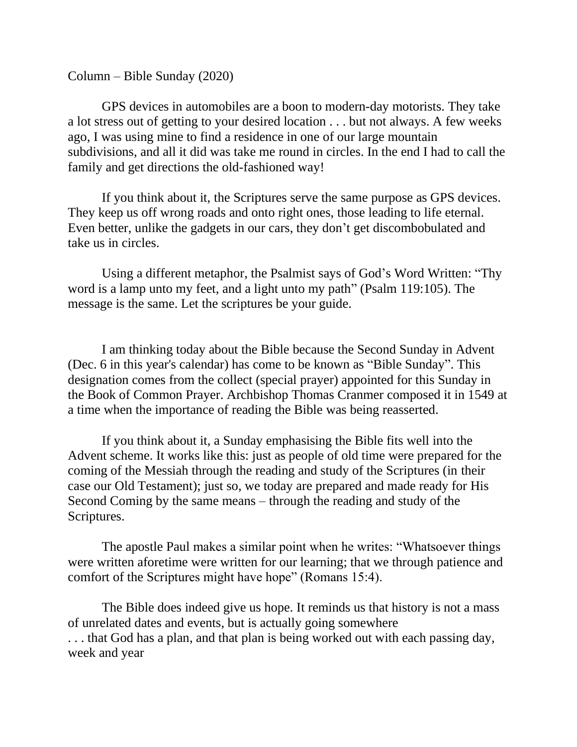Column – Bible Sunday (2020)

GPS devices in automobiles are a boon to modern-day motorists. They take a lot stress out of getting to your desired location . . . but not always. A few weeks ago, I was using mine to find a residence in one of our large mountain subdivisions, and all it did was take me round in circles. In the end I had to call the family and get directions the old-fashioned way!

If you think about it, the Scriptures serve the same purpose as GPS devices. They keep us off wrong roads and onto right ones, those leading to life eternal. Even better, unlike the gadgets in our cars, they don't get discombobulated and take us in circles.

Using a different metaphor, the Psalmist says of God's Word Written: "Thy word is a lamp unto my feet, and a light unto my path" (Psalm 119:105). The message is the same. Let the scriptures be your guide.

I am thinking today about the Bible because the Second Sunday in Advent (Dec. 6 in this year's calendar) has come to be known as "Bible Sunday". This designation comes from the collect (special prayer) appointed for this Sunday in the Book of Common Prayer. Archbishop Thomas Cranmer composed it in 1549 at a time when the importance of reading the Bible was being reasserted.

If you think about it, a Sunday emphasising the Bible fits well into the Advent scheme. It works like this: just as people of old time were prepared for the coming of the Messiah through the reading and study of the Scriptures (in their case our Old Testament); just so, we today are prepared and made ready for His Second Coming by the same means – through the reading and study of the Scriptures.

The apostle Paul makes a similar point when he writes: "Whatsoever things were written aforetime were written for our learning; that we through patience and comfort of the Scriptures might have hope" (Romans 15:4).

The Bible does indeed give us hope. It reminds us that history is not a mass of unrelated dates and events, but is actually going somewhere . . . that God has a plan, and that plan is being worked out with each passing day, week and year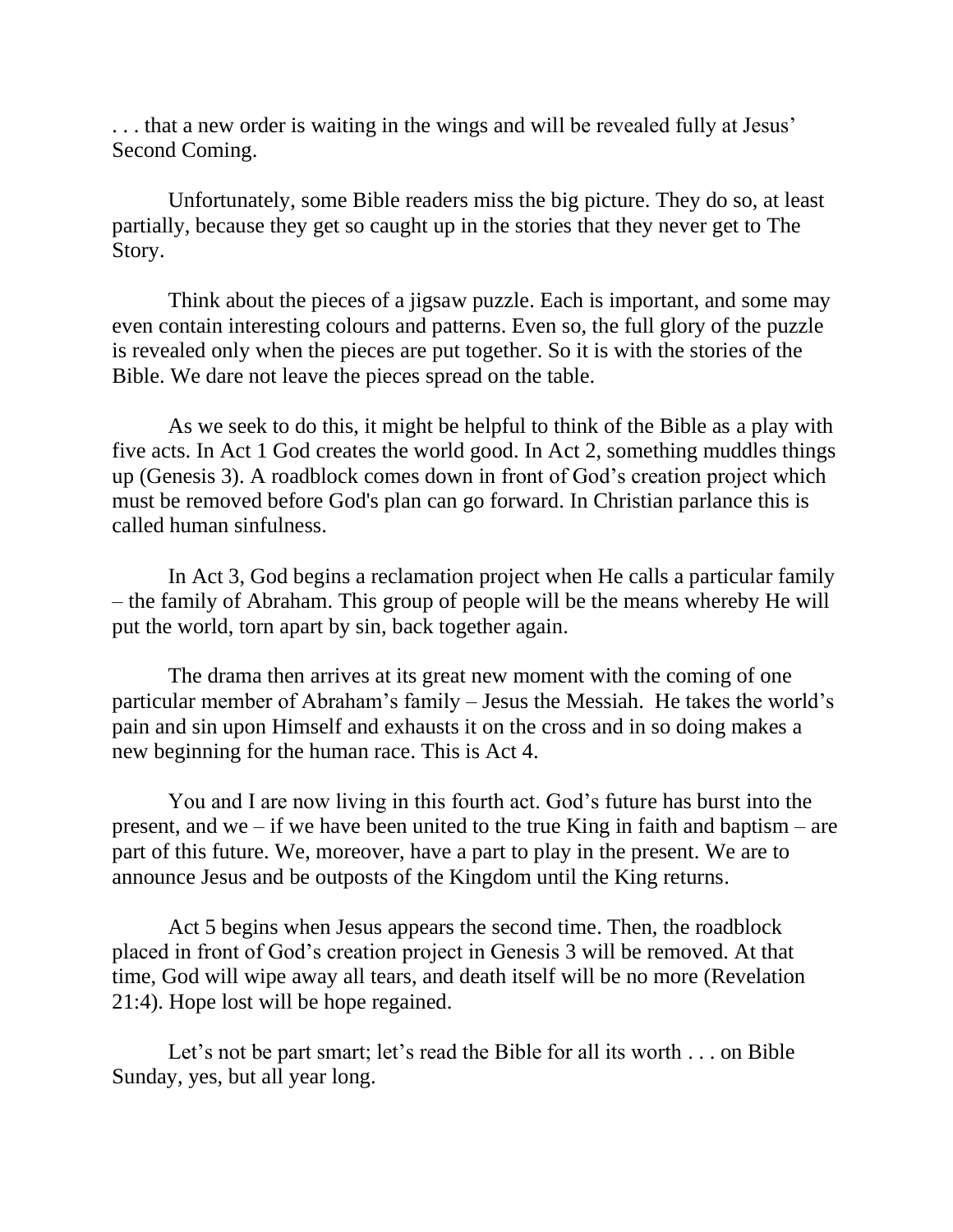. . . that a new order is waiting in the wings and will be revealed fully at Jesus' Second Coming.

Unfortunately, some Bible readers miss the big picture. They do so, at least partially, because they get so caught up in the stories that they never get to The Story.

Think about the pieces of a jigsaw puzzle. Each is important, and some may even contain interesting colours and patterns. Even so, the full glory of the puzzle is revealed only when the pieces are put together. So it is with the stories of the Bible. We dare not leave the pieces spread on the table.

As we seek to do this, it might be helpful to think of the Bible as a play with five acts. In Act 1 God creates the world good. In Act 2, something muddles things up (Genesis 3). A roadblock comes down in front of God's creation project which must be removed before God's plan can go forward. In Christian parlance this is called human sinfulness.

In Act 3, God begins a reclamation project when He calls a particular family – the family of Abraham. This group of people will be the means whereby He will put the world, torn apart by sin, back together again.

The drama then arrives at its great new moment with the coming of one particular member of Abraham's family – Jesus the Messiah. He takes the world's pain and sin upon Himself and exhausts it on the cross and in so doing makes a new beginning for the human race. This is Act 4.

You and I are now living in this fourth act. God's future has burst into the present, and we – if we have been united to the true King in faith and baptism – are part of this future. We, moreover, have a part to play in the present. We are to announce Jesus and be outposts of the Kingdom until the King returns.

Act 5 begins when Jesus appears the second time. Then, the roadblock placed in front of God's creation project in Genesis 3 will be removed. At that time, God will wipe away all tears, and death itself will be no more (Revelation 21:4). Hope lost will be hope regained.

Let's not be part smart; let's read the Bible for all its worth . . . on Bible Sunday, yes, but all year long.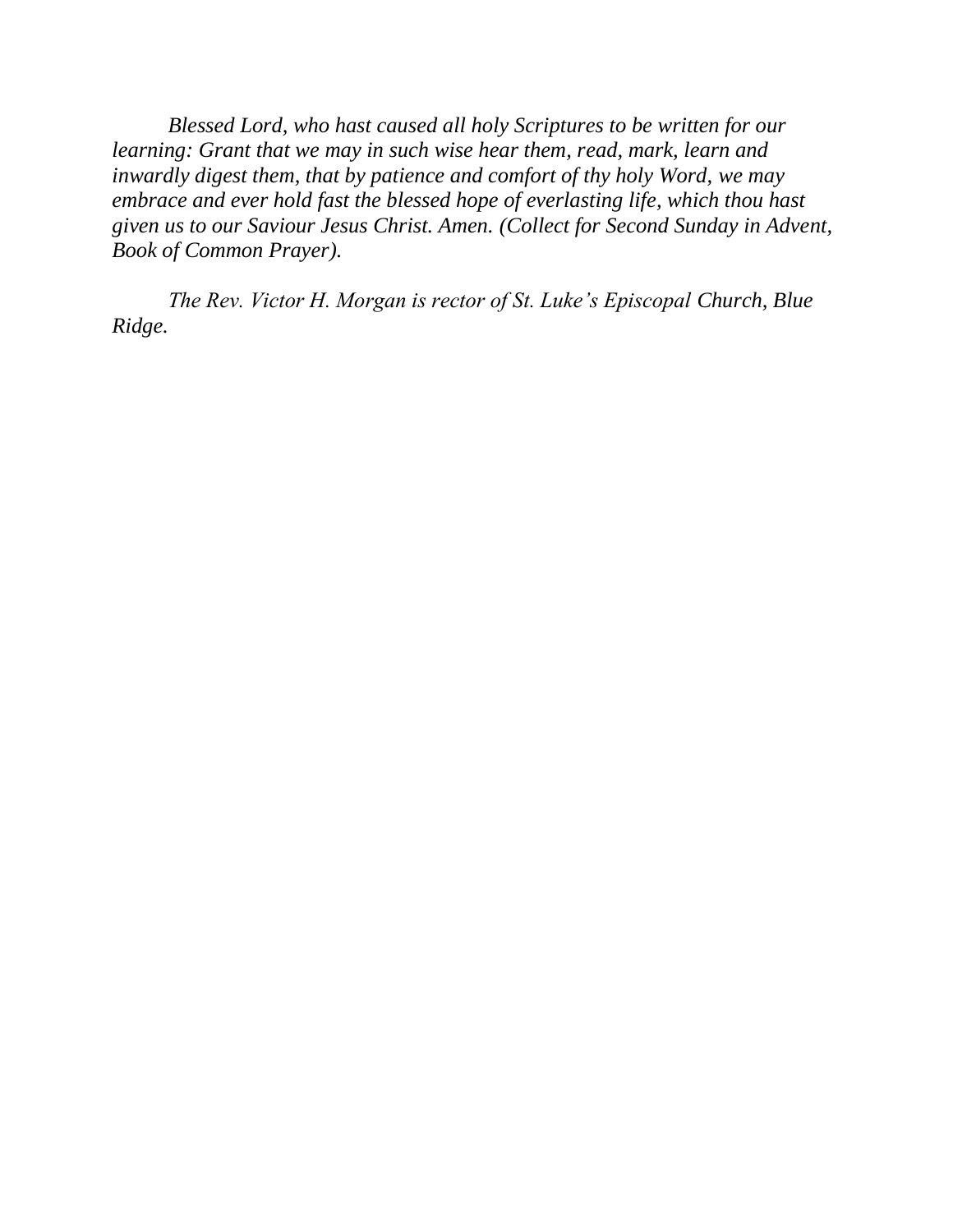*Blessed Lord, who hast caused all holy Scriptures to be written for our learning: Grant that we may in such wise hear them, read, mark, learn and inwardly digest them, that by patience and comfort of thy holy Word, we may embrace and ever hold fast the blessed hope of everlasting life, which thou hast given us to our Saviour Jesus Christ. Amen. (Collect for Second Sunday in Advent, Book of Common Prayer).*

*The Rev. Victor H. Morgan is rector of St. Luke's Episcopal Church, Blue Ridge.*